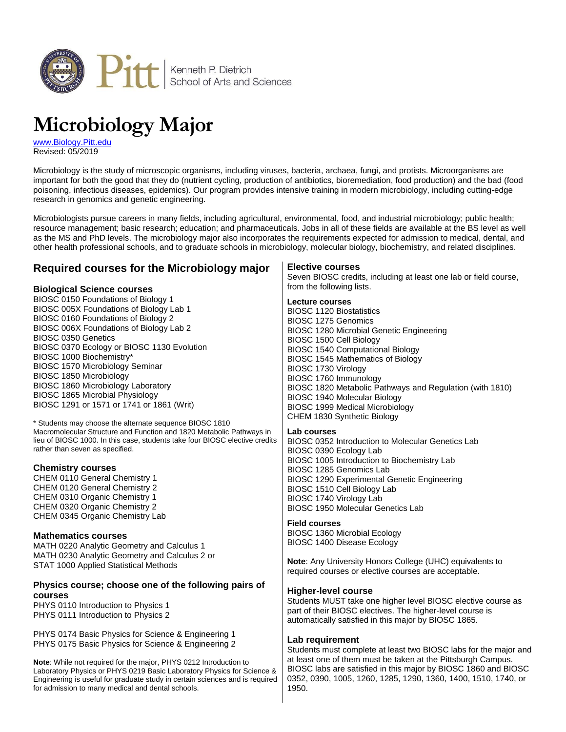Kenneth P. Dietrich School of Arts and Sciences

# Microbiology Major

www.Biology.Pitt.edu
Revised: 05/2019

Microbiology is the study of microscopic organisms, including viruses, bacteria, archaea, fungi, and protists. Microorganisms are important for both the good that they do (nutrient cycling, production of antibiotics, bioremediation, food production) and the bad (food poisoning, infectious diseases, epidemics). Our program provides intensive training in modern microbiology, including cutting-edge research in genomics and genetic engineering.

Microbiologists pursue careers in many fields, including agricultural, environmental, food, and industrial microbiology; public health; resource management; basic research; education; and pharmaceuticals. Jobs in all of these fields are available at the BS level as well as the MS and PhD levels. The microbiology major also incorporates the requirements expected for admission to medical, dental, and other health professional schools, and to graduate schools in microbiology, molecular biology, biochemistry, and related disciplines.

## Required courses for the Microbiology major

### Biological Science courses

BIOSC 0150 Foundations of Biology 1
BIOSC 005X Foundations of Biology Lab 1
BIOSC 0160 Foundations of Biology 2
BIOSC 006X Foundations of Biology Lab 2
BIOSC 0350 Genetics
BIOSC 0370 Ecology or BIOSC 1130 Evolution
BIOSC 1000 Biochemistry*
BIOSC 1570 Microbiology Seminar
BIOSC 1850 Microbiology
BIOSC 1860 Microbiology Laboratory
BIOSC 1865 Microbial Physiology
BIOSC 1291 or 1571 or 1741 or 1861 (Writ)

\* Students may choose the alternate sequence BIOSC 1810 Macromolecular Structure and Function and 1820 Metabolic Pathways in lieu of BIOSC 1000. In this case, students take four BIOSC elective credits rather than seven as specified.

### Chemistry courses

CHEM 0110 General Chemistry 1
CHEM 0120 General Chemistry 2
CHEM 0310 Organic Chemistry 1
CHEM 0320 Organic Chemistry 2
CHEM 0345 Organic Chemistry Lab

### Mathematics courses

MATH 0220 Analytic Geometry and Calculus 1
MATH 0230 Analytic Geometry and Calculus 2 or
STAT 1000 Applied Statistical Methods

### Physics course; choose one of the following pairs of courses

PHYS 0110 Introduction to Physics 1
PHYS 0111 Introduction to Physics 2

PHYS 0174 Basic Physics for Science & Engineering 1
PHYS 0175 Basic Physics for Science & Engineering 2

**Note**: While not required for the major, PHYS 0212 Introduction to Laboratory Physics or PHYS 0219 Basic Laboratory Physics for Science & Engineering is useful for graduate study in certain sciences and is required for admission to many medical and dental schools.

### Elective courses

Seven BIOSC credits, including at least one lab or field course, from the following lists.

#### Lecture courses

BIOSC 1120 Biostatistics
BIOSC 1275 Genomics
BIOSC 1280 Microbial Genetic Engineering
BIOSC 1500 Cell Biology
BIOSC 1540 Computational Biology
BIOSC 1545 Mathematics of Biology
BIOSC 1730 Virology
BIOSC 1760 Immunology
BIOSC 1820 Metabolic Pathways and Regulation (with 1810)
BIOSC 1940 Molecular Biology
BIOSC 1999 Medical Microbiology
CHEM 1830 Synthetic Biology

#### Lab courses

BIOSC 0352 Introduction to Molecular Genetics Lab
BIOSC 0390 Ecology Lab
BIOSC 1005 Introduction to Biochemistry Lab
BIOSC 1285 Genomics Lab
BIOSC 1290 Experimental Genetic Engineering
BIOSC 1510 Cell Biology Lab
BIOSC 1740 Virology Lab
BIOSC 1950 Molecular Genetics Lab

#### Field courses

BIOSC 1360 Microbial Ecology
BIOSC 1400 Disease Ecology

**Note**: Any University Honors College (UHC) equivalents to required courses or elective courses are acceptable.

### Higher-level course

Students MUST take one higher level BIOSC elective course as part of their BIOSC electives. The higher-level course is automatically satisfied in this major by BIOSC 1865.

### Lab requirement

Students must complete at least two BIOSC labs for the major and at least one of them must be taken at the Pittsburgh Campus. BIOSC labs are satisfied in this major by BIOSC 1860 and BIOSC 0352, 0390, 1005, 1260, 1285, 1290, 1360, 1400, 1510, 1740, or 1950.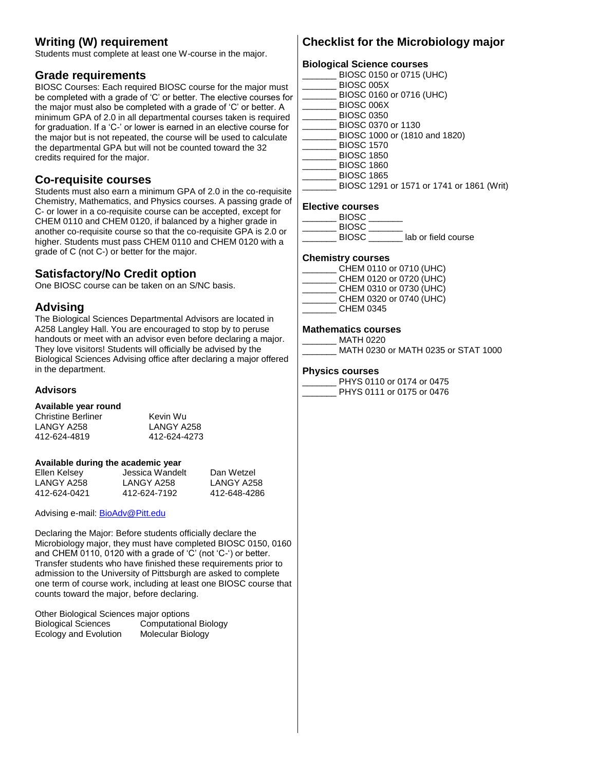## Writing (W) requirement

Students must complete at least one W-course in the major.

## Grade requirements

BIOSC Courses: Each required BIOSC course for the major must be completed with a grade of 'C' or better. The elective courses for the major must also be completed with a grade of 'C' or better. A minimum GPA of 2.0 in all departmental courses taken is required for graduation. If a 'C-' or lower is earned in an elective course for the major but is not repeated, the course will be used to calculate the departmental GPA but will not be counted toward the 32 credits required for the major.

## Co-requisite courses

Students must also earn a minimum GPA of 2.0 in the co-requisite Chemistry, Mathematics, and Physics courses. A passing grade of C- or lower in a co-requisite course can be accepted, except for CHEM 0110 and CHEM 0120, if balanced by a higher grade in another co-requisite course so that the co-requisite GPA is 2.0 or higher. Students must pass CHEM 0110 and CHEM 0120 with a grade of C (not C-) or better for the major.

## Satisfactory/No Credit option

One BIOSC course can be taken on an S/NC basis.

## Advising

The Biological Sciences Departmental Advisors are located in A258 Langley Hall. You are encouraged to stop by to peruse handouts or meet with an advisor even before declaring a major. They love visitors! Students will officially be advised by the Biological Sciences Advising office after declaring a major offered in the department.

### Advisors

**Available year round**

| | |
|---|---|
| Christine Berliner | Kevin Wu |
| LANGY A258 | LANGY A258 |
| 412-624-4819 | 412-624-4273 |

**Available during the academic year**

| | | |
|---|---|---|
| Ellen Kelsey | Jessica Wandelt | Dan Wetzel |
| LANGY A258 | LANGY A258 | LANGY A258 |
| 412-624-0421 | 412-624-7192 | 412-648-4286 |

Advising e-mail: BioAdv@Pitt.edu

Declaring the Major: Before students officially declare the Microbiology major, they must have completed BIOSC 0150, 0160 and CHEM 0110, 0120 with a grade of 'C' (not 'C-') or better. Transfer students who have finished these requirements prior to admission to the University of Pittsburgh are asked to complete one term of course work, including at least one BIOSC course that counts toward the major, before declaring.

Other Biological Sciences major options

| | |
|---|---|
| Biological Sciences | Computational Biology |
| Ecology and Evolution | Molecular Biology |

## Checklist for the Microbiology major

**Biological Science courses**

_______ BIOSC 0150 or 0715 (UHC)
_______ BIOSC 005X
_______ BIOSC 0160 or 0716 (UHC)
_______ BIOSC 006X
_______ BIOSC 0350
_______ BIOSC 0370 or 1130
_______ BIOSC 1000 or (1810 and 1820)
_______ BIOSC 1570
_______ BIOSC 1850
_______ BIOSC 1860
_______ BIOSC 1865
_______ BIOSC 1291 or 1571 or 1741 or 1861 (Writ)

**Elective courses**

_______ BIOSC _______
_______ BIOSC _______
_______ BIOSC _______ lab or field course

**Chemistry courses**

_______ CHEM 0110 or 0710 (UHC)
_______ CHEM 0120 or 0720 (UHC)
_______ CHEM 0310 or 0730 (UHC)
_______ CHEM 0320 or 0740 (UHC)
_______ CHEM 0345

**Mathematics courses**

_______ MATH 0220
_______ MATH 0230 or MATH 0235 or STAT 1000

**Physics courses**

_______ PHYS 0110 or 0174 or 0475
_______ PHYS 0111 or 0175 or 0476